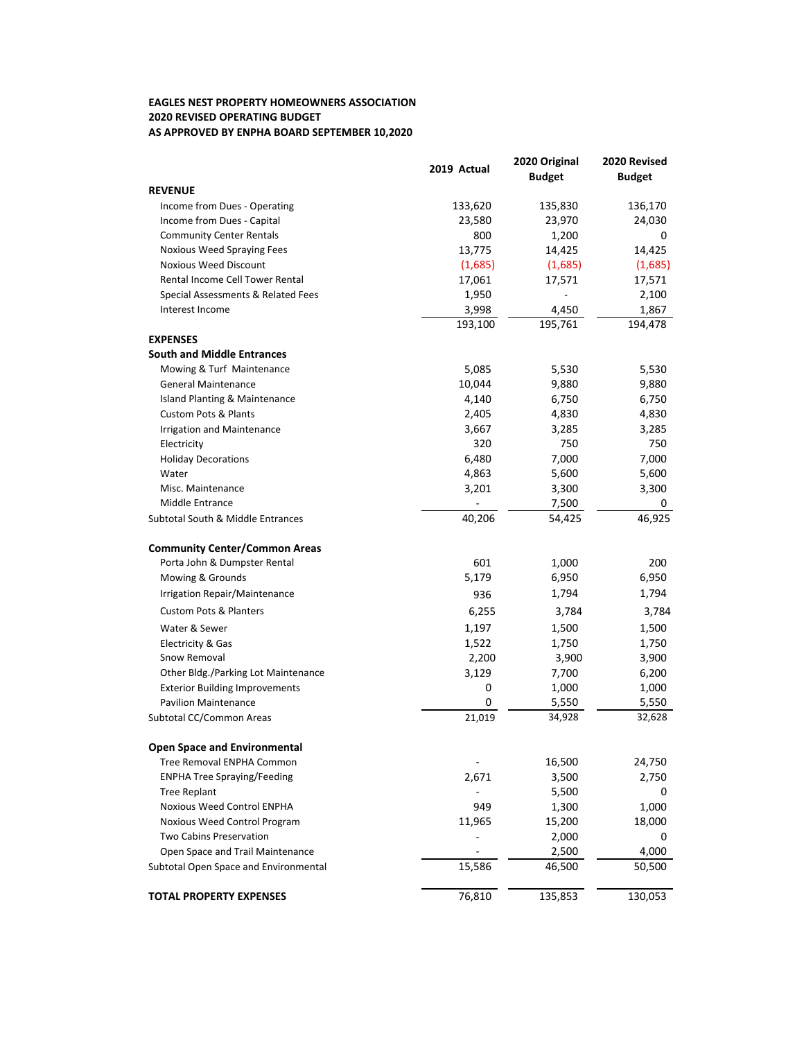**EAGLES NEST PROPERTY HOMEOWNERS ASSOCIATION**
**2020 REVISED OPERATING BUDGET**
**AS APPROVED BY ENPHA BOARD SEPTEMBER 10,2020**

| | 2019 Actual | 2020 Original Budget | 2020 Revised Budget |
|---|---|---|---|
| **REVENUE** | | | |
| Income from Dues - Operating | 133,620 | 135,830 | 136,170 |
| Income from Dues - Capital | 23,580 | 23,970 | 24,030 |
| Community Center Rentals | 800 | 1,200 | 0 |
| Noxious Weed Spraying Fees | 13,775 | 14,425 | 14,425 |
| Noxious Weed Discount | (1,685) | (1,685) | (1,685) |
| Rental Income Cell Tower Rental | 17,061 | 17,571 | 17,571 |
| Special Assessments & Related Fees | 1,950 | - | 2,100 |
| Interest Income | 3,998 | 4,450 | 1,867 |
| | 193,100 | 195,761 | 194,478 |
| **EXPENSES** | | | |
| **South and Middle Entrances** | | | |
| Mowing & Turf Maintenance | 5,085 | 5,530 | 5,530 |
| General Maintenance | 10,044 | 9,880 | 9,880 |
| Island Planting & Maintenance | 4,140 | 6,750 | 6,750 |
| Custom Pots & Plants | 2,405 | 4,830 | 4,830 |
| Irrigation and Maintenance | 3,667 | 3,285 | 3,285 |
| Electricity | 320 | 750 | 750 |
| Holiday Decorations | 6,480 | 7,000 | 7,000 |
| Water | 4,863 | 5,600 | 5,600 |
| Misc. Maintenance | 3,201 | 3,300 | 3,300 |
| Middle Entrance | - | 7,500 | 0 |
| Subtotal South & Middle Entrances | 40,206 | 54,425 | 46,925 |
| **Community Center/Common Areas** | | | |
| Porta John & Dumpster Rental | 601 | 1,000 | 200 |
| Mowing & Grounds | 5,179 | 6,950 | 6,950 |
| Irrigation Repair/Maintenance | 936 | 1,794 | 1,794 |
| Custom Pots & Planters | 6,255 | 3,784 | 3,784 |
| Water & Sewer | 1,197 | 1,500 | 1,500 |
| Electricity & Gas | 1,522 | 1,750 | 1,750 |
| Snow Removal | 2,200 | 3,900 | 3,900 |
| Other Bldg./Parking Lot Maintenance | 3,129 | 7,700 | 6,200 |
| Exterior Building Improvements | 0 | 1,000 | 1,000 |
| Pavilion Maintenance | 0 | 5,550 | 5,550 |
| Subtotal CC/Common Areas | 21,019 | 34,928 | 32,628 |
| **Open Space and Environmental** | | | |
| Tree Removal ENPHA Common | - | 16,500 | 24,750 |
| ENPHA Tree Spraying/Feeding | 2,671 | 3,500 | 2,750 |
| Tree Replant | - | 5,500 | 0 |
| Noxious Weed Control ENPHA | 949 | 1,300 | 1,000 |
| Noxious Weed Control Program | 11,965 | 15,200 | 18,000 |
| Two Cabins Preservation | - | 2,000 | 0 |
| Open Space and Trail Maintenance | - | 2,500 | 4,000 |
| Subtotal Open Space and Environmental | 15,586 | 46,500 | 50,500 |
| **TOTAL PROPERTY EXPENSES** | 76,810 | 135,853 | 130,053 |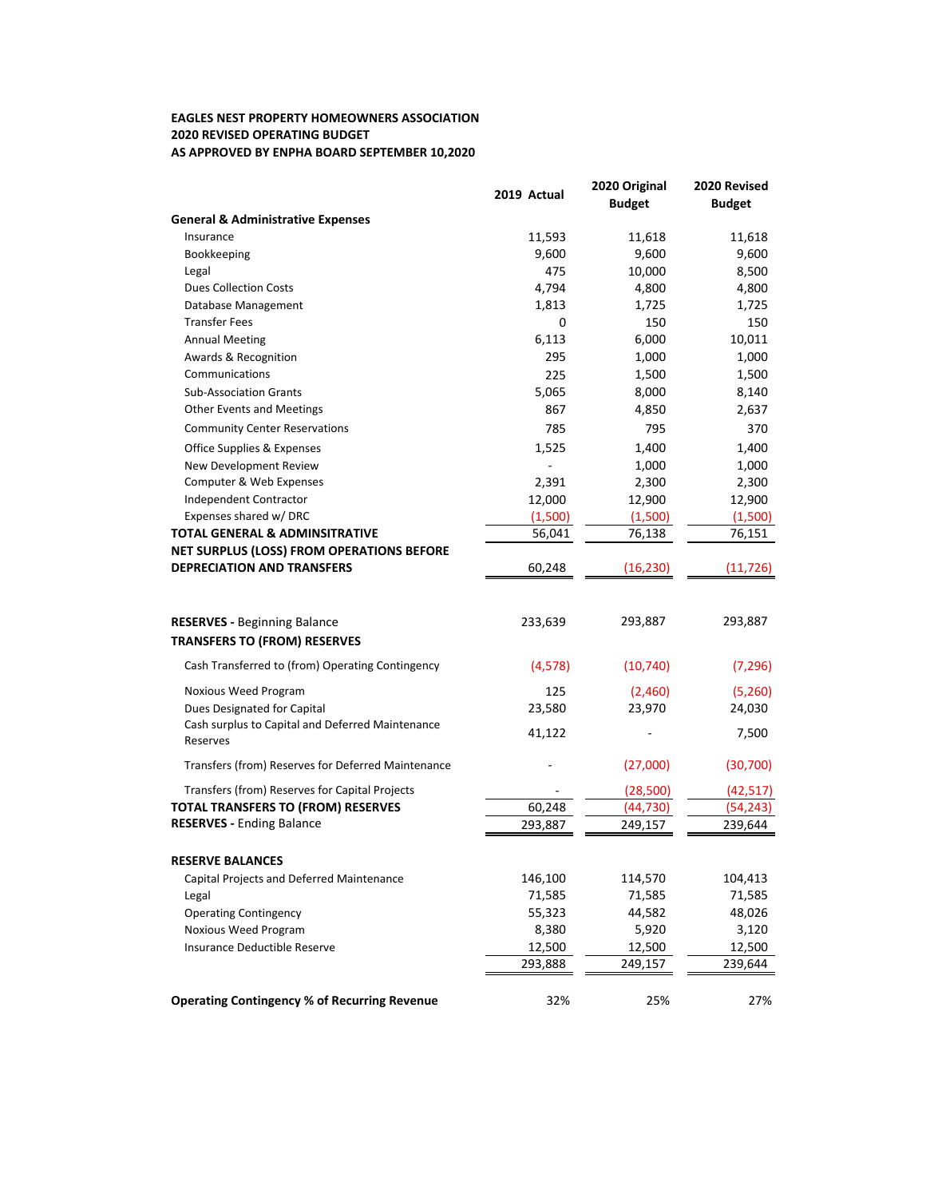**EAGLES NEST PROPERTY HOMEOWNERS ASSOCIATION**
**2020 REVISED OPERATING BUDGET**
**AS APPROVED BY ENPHA BOARD SEPTEMBER 10,2020**

| | 2019 Actual | 2020 Original Budget | 2020 Revised Budget |
|---|---|---|---|
| **General & Administrative Expenses** | | | |
| Insurance | 11,593 | 11,618 | 11,618 |
| Bookkeeping | 9,600 | 9,600 | 9,600 |
| Legal | 475 | 10,000 | 8,500 |
| Dues Collection Costs | 4,794 | 4,800 | 4,800 |
| Database Management | 1,813 | 1,725 | 1,725 |
| Transfer Fees | 0 | 150 | 150 |
| Annual Meeting | 6,113 | 6,000 | 10,011 |
| Awards & Recognition | 295 | 1,000 | 1,000 |
| Communications | 225 | 1,500 | 1,500 |
| Sub-Association Grants | 5,065 | 8,000 | 8,140 |
| Other Events and Meetings | 867 | 4,850 | 2,637 |
| Community Center Reservations | 785 | 795 | 370 |
| Office Supplies & Expenses | 1,525 | 1,400 | 1,400 |
| New Development Review | - | 1,000 | 1,000 |
| Computer & Web Expenses | 2,391 | 2,300 | 2,300 |
| Independent Contractor | 12,000 | 12,900 | 12,900 |
| Expenses shared w/ DRC | (1,500) | (1,500) | (1,500) |
| **TOTAL GENERAL & ADMINSITRATIVE** | 56,041 | 76,138 | 76,151 |
| **NET SURPLUS (LOSS) FROM OPERATIONS BEFORE DEPRECIATION AND TRANSFERS** | 60,248 | (16,230) | (11,726) |
| | | | |
| **RESERVES -** Beginning Balance | 233,639 | 293,887 | 293,887 |
| **TRANSFERS TO (FROM) RESERVES** | | | |
| Cash Transferred to (from) Operating Contingency | (4,578) | (10,740) | (7,296) |
| Noxious Weed Program | 125 | (2,460) | (5,260) |
| Dues Designated for Capital | 23,580 | 23,970 | 24,030 |
| Cash surplus to Capital and Deferred Maintenance Reserves | 41,122 | - | 7,500 |
| Transfers (from) Reserves for Deferred Maintenance | - | (27,000) | (30,700) |
| Transfers (from) Reserves for Capital Projects | - | (28,500) | (42,517) |
| **TOTAL TRANSFERS TO (FROM) RESERVES** | 60,248 | (44,730) | (54,243) |
| **RESERVES -** Ending Balance | 293,887 | 249,157 | 239,644 |
| | | | |
| **RESERVE BALANCES** | | | |
| Capital Projects and Deferred Maintenance | 146,100 | 114,570 | 104,413 |
| Legal | 71,585 | 71,585 | 71,585 |
| Operating Contingency | 55,323 | 44,582 | 48,026 |
| Noxious Weed Program | 8,380 | 5,920 | 3,120 |
| Insurance Deductible Reserve | 12,500 | 12,500 | 12,500 |
| | 293,888 | 249,157 | 239,644 |
| | | | |
| **Operating Contingency % of Recurring Revenue** | 32% | 25% | 27% |